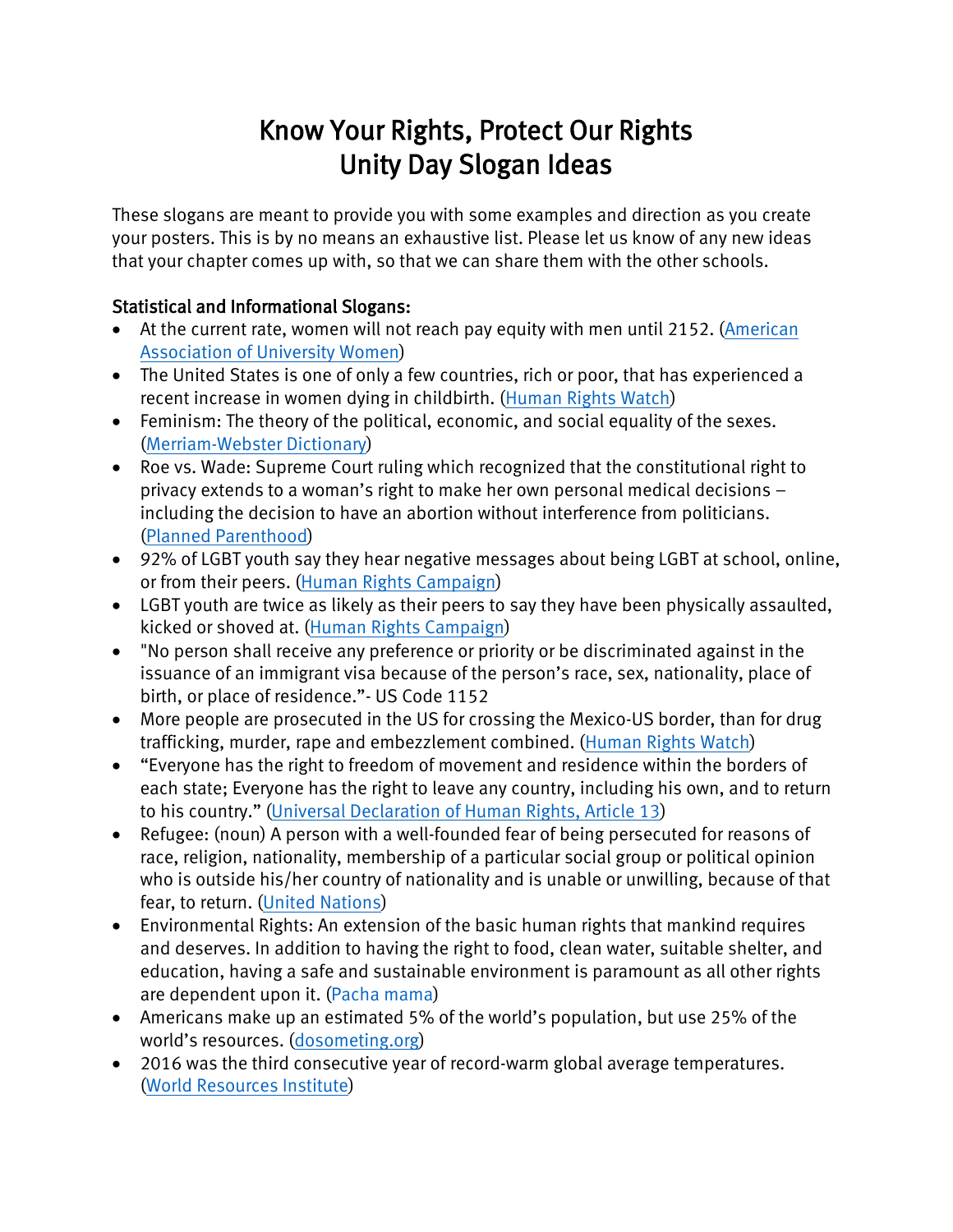# Know Your Rights, Protect Our Rights
# Unity Day Slogan Ideas

These slogans are meant to provide you with some examples and direction as you create your posters. This is by no means an exhaustive list. Please let us know of any new ideas that your chapter comes up with, so that we can share them with the other schools.

## Statistical and Informational Slogans:

- At the current rate, women will not reach pay equity with men until 2152. (American Association of University Women)
- The United States is one of only a few countries, rich or poor, that has experienced a recent increase in women dying in childbirth. (Human Rights Watch)
- Feminism: The theory of the political, economic, and social equality of the sexes. (Merriam-Webster Dictionary)
- Roe vs. Wade: Supreme Court ruling which recognized that the constitutional right to privacy extends to a woman's right to make her own personal medical decisions – including the decision to have an abortion without interference from politicians. (Planned Parenthood)
- 92% of LGBT youth say they hear negative messages about being LGBT at school, online, or from their peers. (Human Rights Campaign)
- LGBT youth are twice as likely as their peers to say they have been physically assaulted, kicked or shoved at. (Human Rights Campaign)
- "No person shall receive any preference or priority or be discriminated against in the issuance of an immigrant visa because of the person's race, sex, nationality, place of birth, or place of residence."- US Code 1152
- More people are prosecuted in the US for crossing the Mexico-US border, than for drug trafficking, murder, rape and embezzlement combined. (Human Rights Watch)
- "Everyone has the right to freedom of movement and residence within the borders of each state; Everyone has the right to leave any country, including his own, and to return to his country." (Universal Declaration of Human Rights, Article 13)
- Refugee: (noun) A person with a well-founded fear of being persecuted for reasons of race, religion, nationality, membership of a particular social group or political opinion who is outside his/her country of nationality and is unable or unwilling, because of that fear, to return. (United Nations)
- Environmental Rights: An extension of the basic human rights that mankind requires and deserves. In addition to having the right to food, clean water, suitable shelter, and education, having a safe and sustainable environment is paramount as all other rights are dependent upon it. (Pacha mama)
- Americans make up an estimated 5% of the world's population, but use 25% of the world's resources. (dosometing.org)
- 2016 was the third consecutive year of record-warm global average temperatures. (World Resources Institute)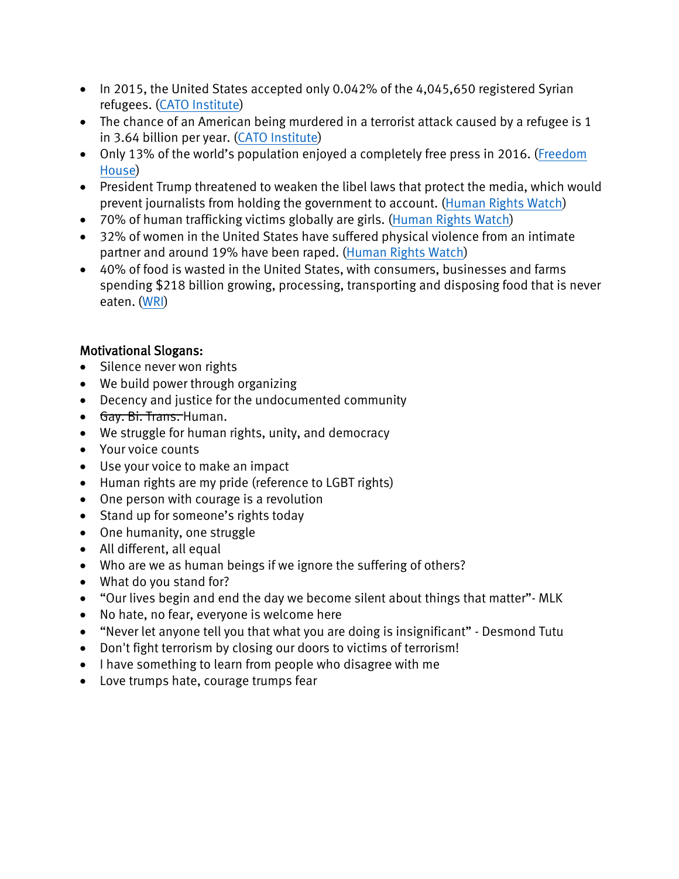- In 2015, the United States accepted only 0.042% of the 4,045,650 registered Syrian refugees. (CATO Institute)
- The chance of an American being murdered in a terrorist attack caused by a refugee is 1 in 3.64 billion per year. (CATO Institute)
- Only 13% of the world's population enjoyed a completely free press in 2016. (Freedom House)
- President Trump threatened to weaken the libel laws that protect the media, which would prevent journalists from holding the government to account. (Human Rights Watch)
- 70% of human trafficking victims globally are girls. (Human Rights Watch)
- 32% of women in the United States have suffered physical violence from an intimate partner and around 19% have been raped. (Human Rights Watch)
- 40% of food is wasted in the United States, with consumers, businesses and farms spending $218 billion growing, processing, transporting and disposing food that is never eaten. (WRI)

Motivational Slogans:

- Silence never won rights
- We build power through organizing
- Decency and justice for the undocumented community
- ~~Gay. Bi. Trans.~~ Human.
- We struggle for human rights, unity, and democracy
- Your voice counts
- Use your voice to make an impact
- Human rights are my pride (reference to LGBT rights)
- One person with courage is a revolution
- Stand up for someone's rights today
- One humanity, one struggle
- All different, all equal
- Who are we as human beings if we ignore the suffering of others?
- What do you stand for?
- "Our lives begin and end the day we become silent about things that matter"- MLK
- No hate, no fear, everyone is welcome here
- "Never let anyone tell you that what you are doing is insignificant" - Desmond Tutu
- Don't fight terrorism by closing our doors to victims of terrorism!
- I have something to learn from people who disagree with me
- Love trumps hate, courage trumps fear